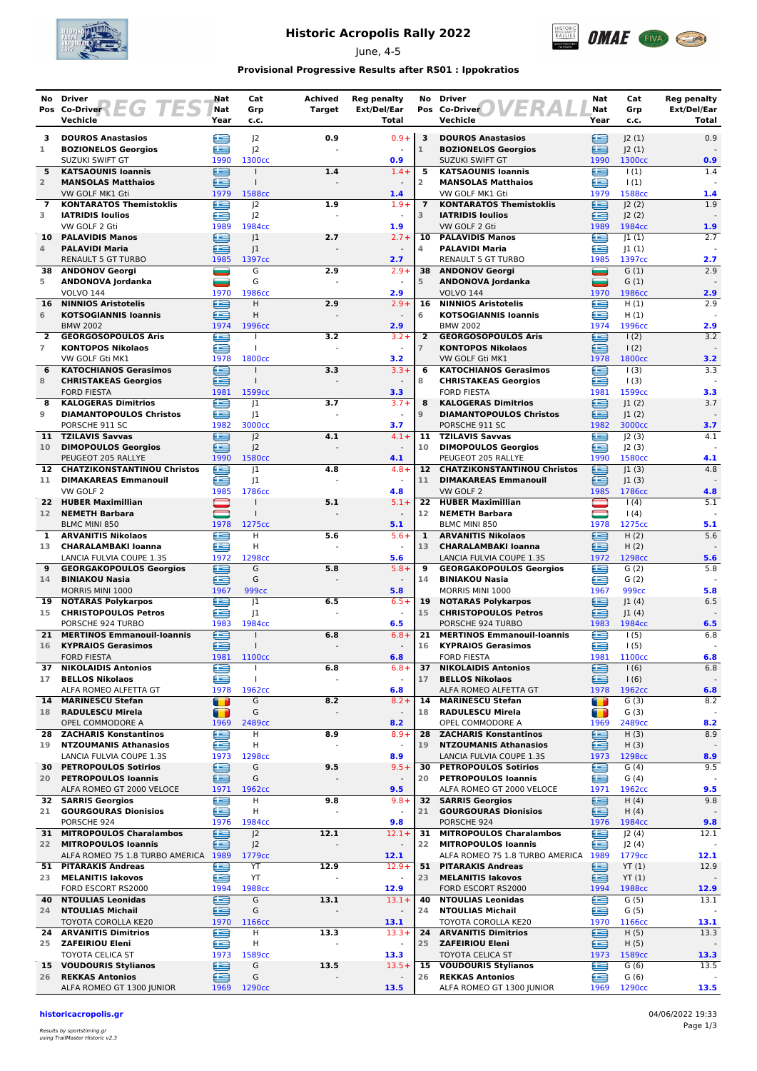# Historic Acropolis Rally 2022

June, 4-5

**Provisional Progressive Results after RS01 : Ippokratios**

## REG TEST

| No | Pos | Driver / Co-Driver / Vechicle | Nat | Cat Grp | Year | c.c. | Achived Target | Reg penalty Ext/Del/Ear | Total |
|---|---|---|---|---|---|---|---|---|---|
| 3 | 1 | **DOUROS Anastasios** / **BOZIONELOS Georgios** / SUZUKI SWIFT GT | GRE / GRE | J2 / J2 | 1990 | 1300cc | 0.9 | 0.9+ - | 0.9 |
| 5 | 2 | **KATSAOUNIS Ioannis** / **MANSOLAS Matthaios** / VW GOLF MK1 Gti | GRE / GRE | I / I | 1979 | 1588cc | 1.4 | 1.4+ - | 1.4 |
| 7 | 3 | **KONTARATOS Themistoklis** / **IATRIDIS Ioulios** / VW GOLF 2 Gti | GRE / GRE | J2 / J2 | 1989 | 1984cc | 1.9 | 1.9+ - | 1.9 |
| 10 | 4 | **PALAVIDIS Manos** / **PALAVIDI Maria** / RENAULT 5 GT TURBO | GRE / GRE | J1 / J1 | 1985 | 1397cc | 2.7 | 2.7+ - | 2.7 |
| 38 | 5 | **ANDONOV Georgi** / **ANDONOVA Jordanka** / VOLVO 144 | BUL / BUL | G / G | 1970 | 1986cc | 2.9 | 2.9+ - | 2.9 |
| 16 | 6 | **NINNIOS Aristotelis** / **KOTSOGIANNIS Ioannis** / BMW 2002 | GRE / GRE | H / H | 1974 | 1996cc | 2.9 | 2.9+ - | 2.9 |
| 2 | 7 | **GEORGOSOPOULOS Aris** / **KONTOPOS Nikolaos** / VW GOLF Gti MK1 | GRE / GRE | I / I | 1978 | 1800cc | 3.2 | 3.2+ - | 3.2 |
| 6 | 8 | **KATOCHIANOS Gerasimos** / **CHRISTAKEAS Georgios** / FORD FIESTA | GRE / GRE | I / I | 1981 | 1599cc | 3.3 | 3.3+ - | 3.3 |
| 8 | 9 | **KALOGERAS Dimitrios** / **DIAMANTOPOULOS Christos** / PORSCHE 911 SC | GRE / GRE | J1 / J1 | 1982 | 3000cc | 3.7 | 3.7+ - | 3.7 |
| 11 | 10 | **TZILAVIS Savvas** / **DIMOPOULOS Georgios** / PEUGEOT 205 RALLYE | GRE / GRE | J2 / J2 | 1990 | 1580cc | 4.1 | 4.1+ - | 4.1 |
| 12 | 11 | **CHATZIKONSTANTINOU Christos** / **DIMAKAREAS Emmanouil** / VW GOLF 2 | GRE / GRE | J1 / J1 | 1985 | 1786cc | 4.8 | 4.8+ - | 4.8 |
| 22 | 12 | **HUBER Maximillian** / **NEMETH Barbara** / BLMC MINI 850 | AUT / AUT | I / I | 1978 | 1275cc | 5.1 | 5.1+ - | 5.1 |
| 1 | 13 | **ARVANITIS Nikolaos** / **CHARALAMBAKI Ioanna** / LANCIA FULVIA COUPE 1.3S | GRE / GRE | H / H | 1972 | 1298cc | 5.6 | 5.6+ - | 5.6 |
| 9 | 14 | **GEORGAKOPOULOS Georgios** / **BINIAKOU Nasia** / MORRIS MINI 1000 | GRE / GRE | G / G | 1967 | 999cc | 5.8 | 5.8+ - | 5.8 |
| 19 | 15 | **NOTARAS Polykarpos** / **CHRISTOPOULOS Petros** / PORSCHE 924 TURBO | GRE / GRE | J1 / J1 | 1983 | 1984cc | 6.5 | 6.5+ - | 6.5 |
| 21 | 16 | **MERTINOS Emmanouil-Ioannis** / **KYPRAIOS Gerasimos** / FORD FIESTA | GRE / GRE | I / I | 1981 | 1100cc | 6.8 | 6.8+ - | 6.8 |
| 37 | 17 | **NIKOLAIDIS Antonios** / **BELLOS Nikolaos** / ALFA ROMEO ALFETTA GT | GRE / GRE | I / I | 1978 | 1962cc | 6.8 | 6.8+ - | 6.8 |
| 14 | 18 | **MARINESCU Stefan** / **RADULESCU Mirela** / OPEL COMMODORE A | ROU / ROU | G / G | 1969 | 2489cc | 8.2 | 8.2+ - | 8.2 |
| 28 | 19 | **ZACHARIS Konstantinos** / **NTZOUMANIS Athanasios** / LANCIA FULVIA COUPE 1.3S | GRE / GRE | H / H | 1973 | 1298cc | 8.9 | 8.9+ - | 8.9 |
| 30 | 20 | **PETROPOULOS Sotirios** / **PETROPOULOS Ioannis** / ALFA ROMEO GT 2000 VELOCE | GRE / GRE | G / G | 1971 | 1962cc | 9.5 | 9.5+ - | 9.5 |
| 32 | 21 | **SARRIS Georgios** / **GOURGOURAS Dionisios** / PORSCHE 924 | GRE / GRE | H / H | 1976 | 1984cc | 9.8 | 9.8+ - | 9.8 |
| 31 | 22 | **MITROPOULOS Charalambos** / **MITROPOULOS Ioannis** / ALFA ROMEO 75 1.8 TURBO AMERICA | GRE / GRE | J2 / J2 | 1989 | 1779cc | 12.1 | 12.1+ - | 12.1 |
| 51 | 23 | **PITARAKIS Andreas** / **MELANITIS Iakovos** / FORD ESCORT RS2000 | GRE / GRE | YT / YT | 1994 | 1988cc | 12.9 | 12.9+ - | 12.9 |
| 40 | 24 | **NTOULIAS Leonidas** / **NTOULIAS Michail** / TOYOTA COROLLA KE20 | GRE / GRE | G / G | 1970 | 1166cc | 13.1 | 13.1+ - | 13.1 |
| 24 | 25 | **ARVANITIS Dimitrios** / **ZAFEIRIOU Eleni** / TOYOTA CELICA ST | GRE / GRE | H / H | 1973 | 1589cc | 13.3 | 13.3+ - | 13.3 |
| 15 | 26 | **VOUDOURIS Stylianos** / **REKKAS Antonios** / ALFA ROMEO GT 1300 JUNIOR | GRE / GRE | G / G | 1969 | 1290cc | 13.5 | 13.5+ - | 13.5 |

## OVERALL

| No | Pos | Driver / Co-Driver / Vechicle | Nat | Cat Grp | Year | c.c. | Reg penalty Ext/Del/Ear | Total |
|---|---|---|---|---|---|---|---|---|
| 3 | 1 | **DOUROS Anastasios** / **BOZIONELOS Georgios** / SUZUKI SWIFT GT | GRE / GRE | J2 (1) / J2 (1) | 1990 | 1300cc | 0.9 - | 0.9 |
| 5 | 2 | **KATSAOUNIS Ioannis** / **MANSOLAS Matthaios** / VW GOLF MK1 Gti | GRE / GRE | I (1) / I (1) | 1979 | 1588cc | 1.4 - | 1.4 |
| 7 | 3 | **KONTARATOS Themistoklis** / **IATRIDIS Ioulios** / VW GOLF 2 Gti | GRE / GRE | J2 (2) / J2 (2) | 1989 | 1984cc | 1.9 - | 1.9 |
| 10 | 4 | **PALAVIDIS Manos** / **PALAVIDI Maria** / RENAULT 5 GT TURBO | GRE / GRE | J1 (1) / J1 (1) | 1985 | 1397cc | 2.7 - | 2.7 |
| 38 | 5 | **ANDONOV Georgi** / **ANDONOVA Jordanka** / VOLVO 144 | BUL / BUL | G (1) / G (1) | 1970 | 1986cc | 2.9 - | 2.9 |
| 16 | 6 | **NINNIOS Aristotelis** / **KOTSOGIANNIS Ioannis** / BMW 2002 | GRE / GRE | H (1) / H (1) | 1974 | 1996cc | 2.9 - | 2.9 |
| 2 | 7 | **GEORGOSOPOULOS Aris** / **KONTOPOS Nikolaos** / VW GOLF Gti MK1 | GRE / GRE | I (2) / I (2) | 1978 | 1800cc | 3.2 - | 3.2 |
| 6 | 8 | **KATOCHIANOS Gerasimos** / **CHRISTAKEAS Georgios** / FORD FIESTA | GRE / GRE | I (3) / I (3) | 1981 | 1599cc | 3.3 - | 3.3 |
| 8 | 9 | **KALOGERAS Dimitrios** / **DIAMANTOPOULOS Christos** / PORSCHE 911 SC | GRE / GRE | J1 (2) / J1 (2) | 1982 | 3000cc | 3.7 - | 3.7 |
| 11 | 10 | **TZILAVIS Savvas** / **DIMOPOULOS Georgios** / PEUGEOT 205 RALLYE | GRE / GRE | J2 (3) / J2 (3) | 1990 | 1580cc | 4.1 - | 4.1 |
| 12 | 11 | **CHATZIKONSTANTINOU Christos** / **DIMAKAREAS Emmanouil** / VW GOLF 2 | GRE / GRE | J1 (3) / J1 (3) | 1985 | 1786cc | 4.8 - | 4.8 |
| 22 | 12 | **HUBER Maximillian** / **NEMETH Barbara** / BLMC MINI 850 | AUT / AUT | I (4) / I (4) | 1978 | 1275cc | 5.1 - | 5.1 |
| 1 | 13 | **ARVANITIS Nikolaos** / **CHARALAMBAKI Ioanna** / LANCIA FULVIA COUPE 1.3S | GRE / GRE | H (2) / H (2) | 1972 | 1298cc | 5.6 - | 5.6 |
| 9 | 14 | **GEORGAKOPOULOS Georgios** / **BINIAKOU Nasia** / MORRIS MINI 1000 | GRE / GRE | G (2) / G (2) | 1967 | 999cc | 5.8 - | 5.8 |
| 19 | 15 | **NOTARAS Polykarpos** / **CHRISTOPOULOS Petros** / PORSCHE 924 TURBO | GRE / GRE | J1 (4) / J1 (4) | 1983 | 1984cc | 6.5 - | 6.5 |
| 21 | 16 | **MERTINOS Emmanouil-Ioannis** / **KYPRAIOS Gerasimos** / FORD FIESTA | GRE / GRE | I (5) / I (5) | 1981 | 1100cc | 6.8 - | 6.8 |
| 37 | 17 | **NIKOLAIDIS Antonios** / **BELLOS Nikolaos** / ALFA ROMEO ALFETTA GT | GRE / GRE | I (6) / I (6) | 1978 | 1962cc | 6.8 - | 6.8 |
| 14 | 18 | **MARINESCU Stefan** / **RADULESCU Mirela** / OPEL COMMODORE A | ROU / ROU | G (3) / G (3) | 1969 | 2489cc | 8.2 - | 8.2 |
| 28 | 19 | **ZACHARIS Konstantinos** / **NTZOUMANIS Athanasios** / LANCIA FULVIA COUPE 1.3S | GRE / GRE | H (3) / H (3) | 1973 | 1298cc | 8.9 - | 8.9 |
| 30 | 20 | **PETROPOULOS Sotirios** / **PETROPOULOS Ioannis** / ALFA ROMEO GT 2000 VELOCE | GRE / GRE | G (4) / G (4) | 1971 | 1962cc | 9.5 - | 9.5 |
| 32 | 21 | **SARRIS Georgios** / **GOURGOURAS Dionisios** / PORSCHE 924 | GRE / GRE | H (4) / H (4) | 1976 | 1984cc | 9.8 - | 9.8 |
| 31 | 22 | **MITROPOULOS Charalambos** / **MITROPOULOS Ioannis** / ALFA ROMEO 75 1.8 TURBO AMERICA | GRE / GRE | J2 (4) / J2 (4) | 1989 | 1779cc | 12.1 - | 12.1 |
| 51 | 23 | **PITARAKIS Andreas** / **MELANITIS Iakovos** / FORD ESCORT RS2000 | GRE / GRE | YT (1) / YT (1) | 1994 | 1988cc | 12.9 - | 12.9 |
| 40 | 24 | **NTOULIAS Leonidas** / **NTOULIAS Michail** / TOYOTA COROLLA KE20 | GRE / GRE | G (5) / G (5) | 1970 | 1166cc | 13.1 - | 13.1 |
| 24 | 25 | **ARVANITIS Dimitrios** / **ZAFEIRIOU Eleni** / TOYOTA CELICA ST | GRE / GRE | H (5) / H (5) | 1973 | 1589cc | 13.3 - | 13.3 |
| 15 | 26 | **VOUDOURIS Stylianos** / **REKKAS Antonios** / ALFA ROMEO GT 1300 JUNIOR | GRE / GRE | G (6) / G (6) | 1969 | 1290cc | 13.5 - | 13.5 |

**historicacropolis.gr**

04/06/2022 19:33

*Results by sportstiming.gr using TrailMaster Historic v2.3*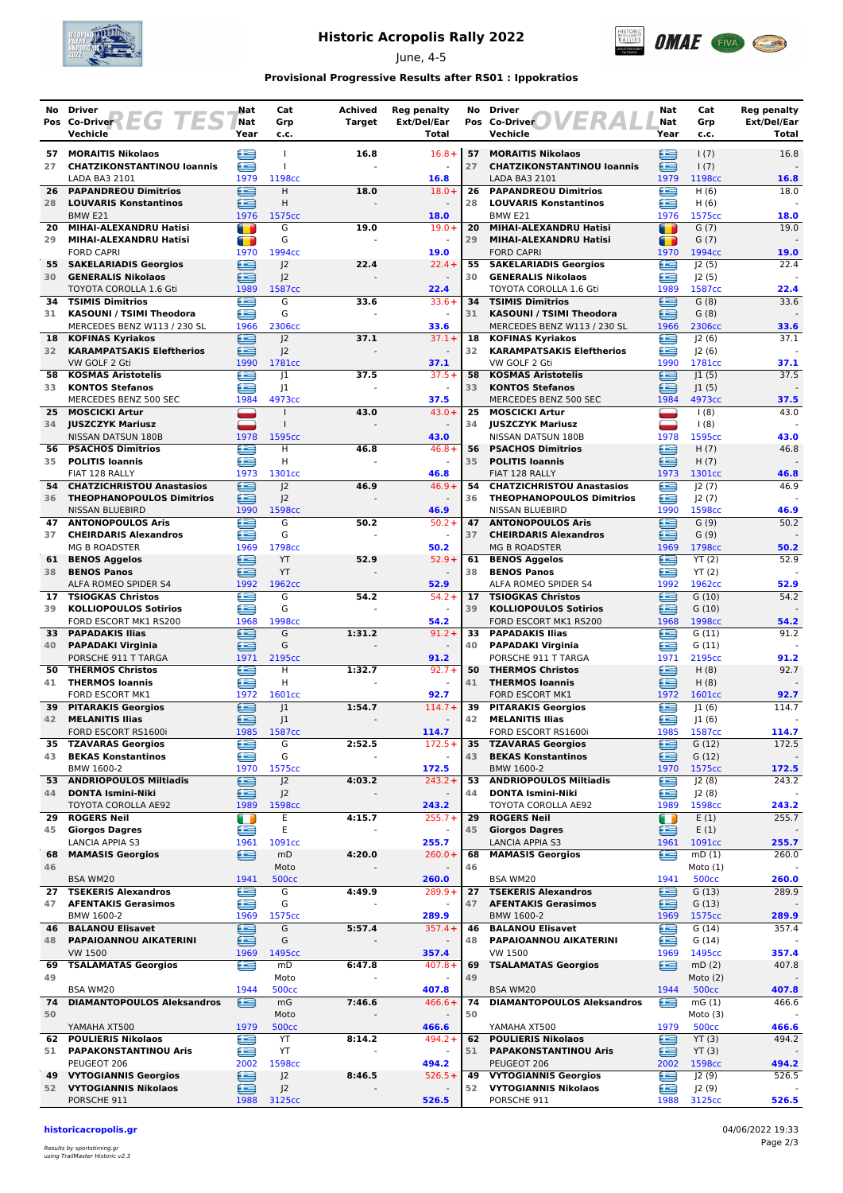# Historic Acropolis Rally 2022

June, 4-5

### Provisional Progressive Results after RS01 : Ippokratios

## REG TEST

| No | Pos | Driver / Co-Driver / Vehicle | Nat | Year | Cat / Grp / c.c. | Achived Target | Reg penalty Ext/Del/Ear | Total |
|---|---|---|---|---|---|---|---|---|
| 57 | 27 | MORAITIS Nikolaos / CHATZIKONSTANTINOU Ioannis / LADA BA3 2101 | GRE / GRE | 1979 | I / I / 1198cc | 16.8 | 16.8+ | 16.8 |
| 26 | 28 | PAPANDREOU Dimitrios / LOUVARIS Konstantinos / BMW E21 | GRE / GRE | 1976 | H / H / 1575cc | 18.0 | 18.0+ | 18.0 |
| 20 | 29 | MIHAI-ALEXANDRU Hatisi / MIHAI-ALEXANDRU Hatisi / FORD CAPRI | ROU / ROU | 1970 | G / G / 1994cc | 19.0 | 19.0+ | 19.0 |
| 55 | 30 | SAKELARIADIS Georgios / GENERALIS Nikolaos / TOYOTA COROLLA 1.6 Gti | GRE / GRE | 1989 | J2 / J2 / 1587cc | 22.4 | 22.4+ | 22.4 |
| 34 | 31 | TSIMIS Dimitrios / KASOUNI / TSIMI Theodora / MERCEDES BENZ W113 / 230 SL | GRE / GRE | 1966 | G / G / 2306cc | 33.6 | 33.6+ | 33.6 |
| 18 | 32 | KOFINAS Kyriakos / KARAMPATSAKIS Eleftherios / VW GOLF 2 Gti | GRE / GRE | 1990 | J2 / J2 / 1781cc | 37.1 | 37.1+ | 37.1 |
| 58 | 33 | KOSMAS Aristotelis / KONTOS Stefanos / MERCEDES BENZ 500 SEC | GRE / GRE | 1984 | J1 / J1 / 4973cc | 37.5 | 37.5+ | 37.5 |
| 25 | 34 | MOSCICKI Artur / JUSZCZYK Mariusz / NISSAN DATSUN 180B | POL / POL | 1978 | I / I / 1595cc | 43.0 | 43.0+ | 43.0 |
| 56 | 35 | PSACHOS Dimitrios / POLITIS Ioannis / FIAT 128 RALLY | GRE / GRE | 1973 | H / H / 1301cc | 46.8 | 46.8+ | 46.8 |
| 54 | 36 | CHATZICHRISTOU Anastasios / THEOPHANOPOULOS Dimitrios / NISSAN BLUEBIRD | GRE / GRE | 1990 | J2 / J2 / 1598cc | 46.9 | 46.9+ | 46.9 |
| 47 | 37 | ANTONOPOULOS Aris / CHEIRDARIS Alexandros / MG B ROADSTER | GRE / GRE | 1969 | G / G / 1798cc | 50.2 | 50.2+ | 50.2 |
| 61 | 38 | BENOS Aggelos / BENOS Panos / ALFA ROMEO SPIDER S4 | GRE / GRE | 1992 | YT / YT / 1962cc | 52.9 | 52.9+ | 52.9 |
| 17 | 39 | TSIOGKAS Christos / KOLLIOPOULOS Sotirios / FORD ESCORT MK1 RS200 | GRE / GRE | 1968 | G / G / 1998cc | 54.2 | 54.2+ | 54.2 |
| 33 | 40 | PAPADAKIS Ilias / PAPADAKI Virginia / PORSCHE 911 T TARGA | GRE / GRE | 1971 | G / G / 2195cc | 1:31.2 | 91.2+ | 91.2 |
| 50 | 41 | THERMOS Christos / THERMOS Ioannis / FORD ESCORT MK1 | GRE / GRE | 1972 | H / H / 1601cc | 1:32.7 | 92.7+ | 92.7 |
| 39 | 42 | PITARAKIS Georgios / MELANITIS Ilias / FORD ESCORT RS1600i | GRE / GRE | 1985 | J1 / J1 / 1587cc | 1:54.7 | 114.7+ | 114.7 |
| 35 | 43 | TZAVARAS Georgios / BEKAS Konstantinos / BMW 1600-2 | GRE / GRE | 1970 | G / G / 1575cc | 2:52.5 | 172.5+ | 172.5 |
| 53 | 44 | ANDRIOPOULOS Miltiadis / DONTA Ismini-Niki / TOYOTA COROLLA AE92 | GRE / GRE | 1989 | J2 / J2 / 1598cc | 4:03.2 | 243.2+ | 243.2 |
| 29 | 45 | ROGERS Neil / Giorgos Dagres / LANCIA APPIA S3 | IRL / GRE | 1961 | E / E / 1091cc | 4:15.7 | 255.7+ | 255.7 |
| 68 | 46 | MAMASIS Georgios / BSA WM20 | GRE | 1941 | mD / Moto / 500cc | 4:20.0 | 260.0+ | 260.0 |
| 27 | 47 | TSEKERIS Alexandros / AFENTAKIS Gerasimos / BMW 1600-2 | GRE / GRE | 1969 | G / G / 1575cc | 4:49.9 | 289.9+ | 289.9 |
| 46 | 48 | BALANOU Elisavet / PAPAIOANNOU AIKATERINI / VW 1500 | GRE / GRE | 1969 | G / G / 1495cc | 5:57.4 | 357.4+ | 357.4 |
| 69 | 49 | TSALAMATAS Georgios / BSA WM20 | GRE | 1944 | mD / Moto / 500cc | 6:47.8 | 407.8+ | 407.8 |
| 74 | 50 | DIAMANTOPOULOS Aleksandros / YAMAHA XT500 | GRE | 1979 | mG / Moto / 500cc | 7:46.6 | 466.6+ | 466.6 |
| 62 | 51 | POULIERIS Nikolaos / PAPAKONSTANTINOU Aris / PEUGEOT 206 | GRE / GRE | 2002 | YT / YT / 1598cc | 8:14.2 | 494.2+ | 494.2 |
| 49 | 52 | VYTOGIANNIS Georgios / VYTOGIANNIS Nikolaos / PORSCHE 911 | GRE / GRE | 1988 | J2 / J2 / 3125cc | 8:46.5 | 526.5+ | 526.5 |

## OVERALL

| No | Pos | Driver / Co-Driver / Vehicle | Nat | Year | Cat / Grp / c.c. | Reg penalty Ext/Del/Ear | Total |
|---|---|---|---|---|---|---|---|
| 57 | 27 | MORAITIS Nikolaos / CHATZIKONSTANTINOU Ioannis / LADA BA3 2101 | GRE / GRE | 1979 | I (7) / I (7) / 1198cc | 16.8 | 16.8 |
| 26 | 28 | PAPANDREOU Dimitrios / LOUVARIS Konstantinos / BMW E21 | GRE / GRE | 1976 | H (6) / H (6) / 1575cc | 18.0 | 18.0 |
| 20 | 29 | MIHAI-ALEXANDRU Hatisi / MIHAI-ALEXANDRU Hatisi / FORD CAPRI | ROU / ROU | 1970 | G (7) / G (7) / 1994cc | 19.0 | 19.0 |
| 55 | 30 | SAKELARIADIS Georgios / GENERALIS Nikolaos / TOYOTA COROLLA 1.6 Gti | GRE / GRE | 1989 | J2 (5) / J2 (5) / 1587cc | 22.4 | 22.4 |
| 34 | 31 | TSIMIS Dimitrios / KASOUNI / TSIMI Theodora / MERCEDES BENZ W113 / 230 SL | GRE / GRE | 1966 | G (8) / G (8) / 2306cc | 33.6 | 33.6 |
| 18 | 32 | KOFINAS Kyriakos / KARAMPATSAKIS Eleftherios / VW GOLF 2 Gti | GRE / GRE | 1990 | J2 (6) / J2 (6) / 1781cc | 37.1 | 37.1 |
| 58 | 33 | KOSMAS Aristotelis / KONTOS Stefanos / MERCEDES BENZ 500 SEC | GRE / GRE | 1984 | J1 (5) / J1 (5) / 4973cc | 37.5 | 37.5 |
| 25 | 34 | MOSCICKI Artur / JUSZCZYK Mariusz / NISSAN DATSUN 180B | POL / POL | 1978 | I (8) / I (8) / 1595cc | 43.0 | 43.0 |
| 56 | 35 | PSACHOS Dimitrios / POLITIS Ioannis / FIAT 128 RALLY | GRE / GRE | 1973 | H (7) / H (7) / 1301cc | 46.8 | 46.8 |
| 54 | 36 | CHATZICHRISTOU Anastasios / THEOPHANOPOULOS Dimitrios / NISSAN BLUEBIRD | GRE / GRE | 1990 | J2 (7) / J2 (7) / 1598cc | 46.9 | 46.9 |
| 47 | 37 | ANTONOPOULOS Aris / CHEIRDARIS Alexandros / MG B ROADSTER | GRE / GRE | 1969 | G (9) / G (9) / 1798cc | 50.2 | 50.2 |
| 61 | 38 | BENOS Aggelos / BENOS Panos / ALFA ROMEO SPIDER S4 | GRE / GRE | 1992 | YT (2) / YT (2) / 1962cc | 52.9 | 52.9 |
| 17 | 39 | TSIOGKAS Christos / KOLLIOPOULOS Sotirios / FORD ESCORT MK1 RS200 | GRE / GRE | 1968 | G (10) / G (10) / 1998cc | 54.2 | 54.2 |
| 33 | 40 | PAPADAKIS Ilias / PAPADAKI Virginia / PORSCHE 911 T TARGA | GRE / GRE | 1971 | G (11) / G (11) / 2195cc | 91.2 | 91.2 |
| 50 | 41 | THERMOS Christos / THERMOS Ioannis / FORD ESCORT MK1 | GRE / GRE | 1972 | H (8) / H (8) / 1601cc | 92.7 | 92.7 |
| 39 | 42 | PITARAKIS Georgios / MELANITIS Ilias / FORD ESCORT RS1600i | GRE / GRE | 1985 | J1 (6) / J1 (6) / 1587cc | 114.7 | 114.7 |
| 35 | 43 | TZAVARAS Georgios / BEKAS Konstantinos / BMW 1600-2 | GRE / GRE | 1970 | G (12) / G (12) / 1575cc | 172.5 | 172.5 |
| 53 | 44 | ANDRIOPOULOS Miltiadis / DONTA Ismini-Niki / TOYOTA COROLLA AE92 | GRE / GRE | 1989 | J2 (8) / J2 (8) / 1598cc | 243.2 | 243.2 |
| 29 | 45 | ROGERS Neil / Giorgos Dagres / LANCIA APPIA S3 | IRL / GRE | 1961 | E (1) / E (1) / 1091cc | 255.7 | 255.7 |
| 68 | 46 | MAMASIS Georgios / BSA WM20 | GRE | 1941 | mD (1) / Moto (1) / 500cc | 260.0 | 260.0 |
| 27 | 47 | TSEKERIS Alexandros / AFENTAKIS Gerasimos / BMW 1600-2 | GRE / GRE | 1969 | G (13) / G (13) / 1575cc | 289.9 | 289.9 |
| 46 | 48 | BALANOU Elisavet / PAPAIOANNOU AIKATERINI / VW 1500 | GRE / GRE | 1969 | G (14) / G (14) / 1495cc | 357.4 | 357.4 |
| 69 | 49 | TSALAMATAS Georgios / BSA WM20 | GRE | 1944 | mD (2) / Moto (2) / 500cc | 407.8 | 407.8 |
| 74 | 50 | DIAMANTOPOULOS Aleksandros / YAMAHA XT500 | GRE | 1979 | mG (1) / Moto (3) / 500cc | 466.6 | 466.6 |
| 62 | 51 | POULIERIS Nikolaos / PAPAKONSTANTINOU Aris / PEUGEOT 206 | GRE / GRE | 2002 | YT (3) / YT (3) / 1598cc | 494.2 | 494.2 |
| 49 | 52 | VYTOGIANNIS Georgios / VYTOGIANNIS Nikolaos / PORSCHE 911 | GRE / GRE | 1988 | J2 (9) / J2 (9) / 3125cc | 526.5 | 526.5 |

historicacropolis.gr

Results by sportstiming.gr
using TrailMaster Historic v2.3

04/06/2022 19:33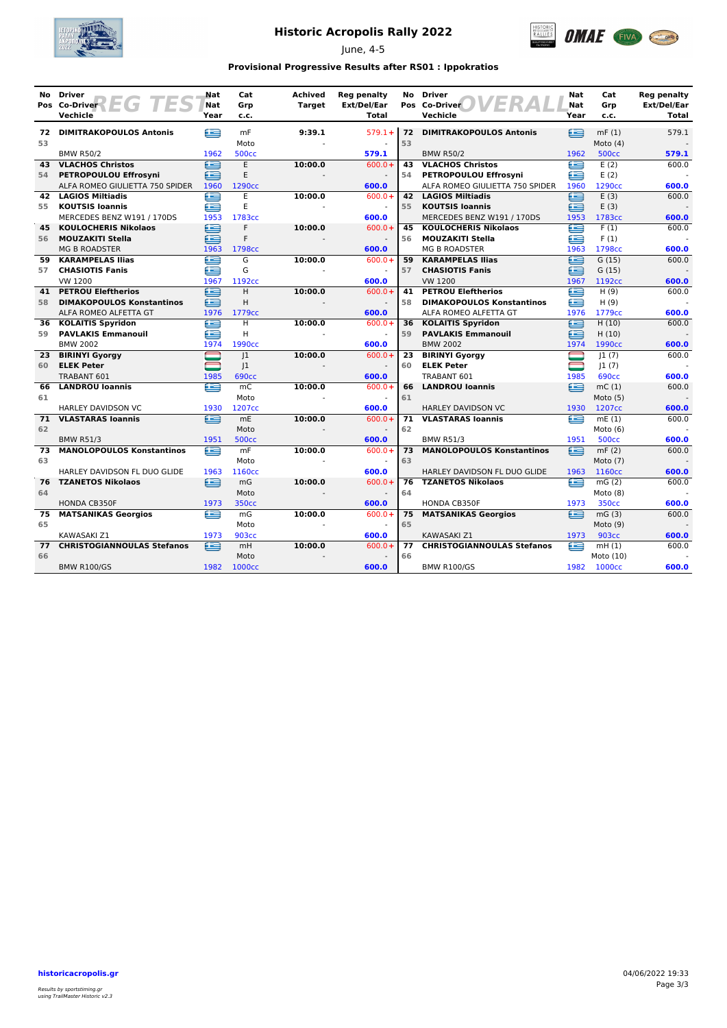# Historic Acropolis Rally 2022

June, 4-5

### Provisional Progressive Results after RS01 : Ippokratios

| No Pos | Driver / Co-Driver / Vechicle (REG TEST) | Nat / Nat / Year | Cat / Grp / c.c. | Achived Target | Reg penalty Ext/Del/Ear Total | No Pos | Driver / Co-Driver / Vechicle (OVERALL) | Nat / Nat / Year | Cat / Grp / c.c. | Reg penalty Ext/Del/Ear Total |
|---|---|---|---|---|---|---|---|---|---|---|
| 72 / 53 | **DIMITRAKOPOULOS Antonis** / BMW R50/2 | GRE / 1962 | mF / Moto / 500cc | 9:39.1 / - | 579.1+ / - / **579.1** | 72 / 53 | **DIMITRAKOPOULOS Antonis** / BMW R50/2 | GRE / 1962 | mF (1) / Moto (4) / 500cc | 579.1 / - / **579.1** |
| 43 / 54 | **VLACHOS Christos** / **PETROPOULOU Effrosyni** / ALFA ROMEO GIULIETTA 750 SPIDER | GRE / GRE / 1960 | E / E / 1290cc | 10:00.0 / - | 600.0+ / - / **600.0** | 43 / 54 | **VLACHOS Christos** / **PETROPOULOU Effrosyni** / ALFA ROMEO GIULIETTA 750 SPIDER | GRE / GRE / 1960 | E (2) / E (2) / 1290cc | 600.0 / - / **600.0** |
| 42 / 55 | **LAGIOS Miltiadis** / **KOUTSIS Ioannis** / MERCEDES BENZ W191 / 170DS | GRE / GRE / 1953 | E / E / 1783cc | 10:00.0 / - | 600.0+ / - / **600.0** | 42 / 55 | **LAGIOS Miltiadis** / **KOUTSIS Ioannis** / MERCEDES BENZ W191 / 170DS | GRE / GRE / 1953 | E (3) / E (3) / 1783cc | 600.0 / - / **600.0** |
| 45 / 56 | **KOULOCHERIS Nikolaos** / **MOUZAKITI Stella** / MG B ROADSTER | GRE / GRE / 1963 | F / F / 1798cc | 10:00.0 / - | 600.0+ / - / **600.0** | 45 / 56 | **KOULOCHERIS Nikolaos** / **MOUZAKITI Stella** / MG B ROADSTER | GRE / GRE / 1963 | F (1) / F (1) / 1798cc | 600.0 / - / **600.0** |
| 59 / 57 | **KARAMPELAS Ilias** / **CHASIOTIS Fanis** / VW 1200 | GRE / GRE / 1967 | G / G / 1192cc | 10:00.0 / - | 600.0+ / - / **600.0** | 59 / 57 | **KARAMPELAS Ilias** / **CHASIOTIS Fanis** / VW 1200 | GRE / GRE / 1967 | G (15) / G (15) / 1192cc | 600.0 / - / **600.0** |
| 41 / 58 | **PETROU Eleftherios** / **DIMAKOPOULOS Konstantinos** / ALFA ROMEO ALFETTA GT | GRE / GRE / 1976 | H / H / 1779cc | 10:00.0 / - | 600.0+ / - / **600.0** | 41 / 58 | **PETROU Eleftherios** / **DIMAKOPOULOS Konstantinos** / ALFA ROMEO ALFETTA GT | GRE / GRE / 1976 | H (9) / H (9) / 1779cc | 600.0 / - / **600.0** |
| 36 / 59 | **KOLAITIS Spyridon** / **PAVLAKIS Emmanouil** / BMW 2002 | GRE / GRE / 1974 | H / H / 1990cc | 10:00.0 / - | 600.0+ / - / **600.0** | 36 / 59 | **KOLAITIS Spyridon** / **PAVLAKIS Emmanouil** / BMW 2002 | GRE / GRE / 1974 | H (10) / H (10) / 1990cc | 600.0 / - / **600.0** |
| 23 / 60 | **BIRINYI Gyorgy** / **ELEK Peter** / TRABANT 601 | HUN / HUN / 1985 | J1 / J1 / 690cc | 10:00.0 / - | 600.0+ / - / **600.0** | 23 / 60 | **BIRINYI Gyorgy** / **ELEK Peter** / TRABANT 601 | HUN / HUN / 1985 | J1 (7) / J1 (7) / 690cc | 600.0 / - / **600.0** |
| 66 / 61 | **LANDROU Ioannis** / HARLEY DAVIDSON VC | GRE / 1930 | mC / Moto / 1207cc | 10:00.0 / - | 600.0+ / - / **600.0** | 66 / 61 | **LANDROU Ioannis** / HARLEY DAVIDSON VC | GRE / 1930 | mC (1) / Moto (5) / 1207cc | 600.0 / - / **600.0** |
| 71 / 62 | **VLASTARAS Ioannis** / BMW R51/3 | GRE / 1951 | mE / Moto / 500cc | 10:00.0 / - | 600.0+ / - / **600.0** | 71 / 62 | **VLASTARAS Ioannis** / BMW R51/3 | GRE / 1951 | mE (1) / Moto (6) / 500cc | 600.0 / - / **600.0** |
| 73 / 63 | **MANOLOPOULOS Konstantinos** / HARLEY DAVIDSON FL DUO GLIDE | GRE / 1963 | mF / Moto / 1160cc | 10:00.0 / - | 600.0+ / - / **600.0** | 73 / 63 | **MANOLOPOULOS Konstantinos** / HARLEY DAVIDSON FL DUO GLIDE | GRE / 1963 | mF (2) / Moto (7) / 1160cc | 600.0 / - / **600.0** |
| 76 / 64 | **TZANETOS Nikolaos** / HONDA CB350F | GRE / 1973 | mG / Moto / 350cc | 10:00.0 / - | 600.0+ / - / **600.0** | 76 / 64 | **TZANETOS Nikolaos** / HONDA CB350F | GRE / 1973 | mG (2) / Moto (8) / 350cc | 600.0 / - / **600.0** |
| 75 / 65 | **MATSANIKAS Georgios** / KAWASAKI Z1 | GRE / 1973 | mG / Moto / 903cc | 10:00.0 / - | 600.0+ / - / **600.0** | 75 / 65 | **MATSANIKAS Georgios** / KAWASAKI Z1 | GRE / 1973 | mG (3) / Moto (9) / 903cc | 600.0 / - / **600.0** |
| 77 / 66 | **CHRISTOGIANNOULAS Stefanos** / BMW R100/GS | GRE / 1982 | mH / Moto / 1000cc | 10:00.0 / - | 600.0+ / - / **600.0** | 77 / 66 | **CHRISTOGIANNOULAS Stefanos** / BMW R100/GS | GRE / 1982 | mH (1) / Moto (10) / 1000cc | 600.0 / - / **600.0** |

historicacropolis.gr

04/06/2022 19:33

*Results by sportstiming.gr*
*using TrailMaster Historic v2.3*